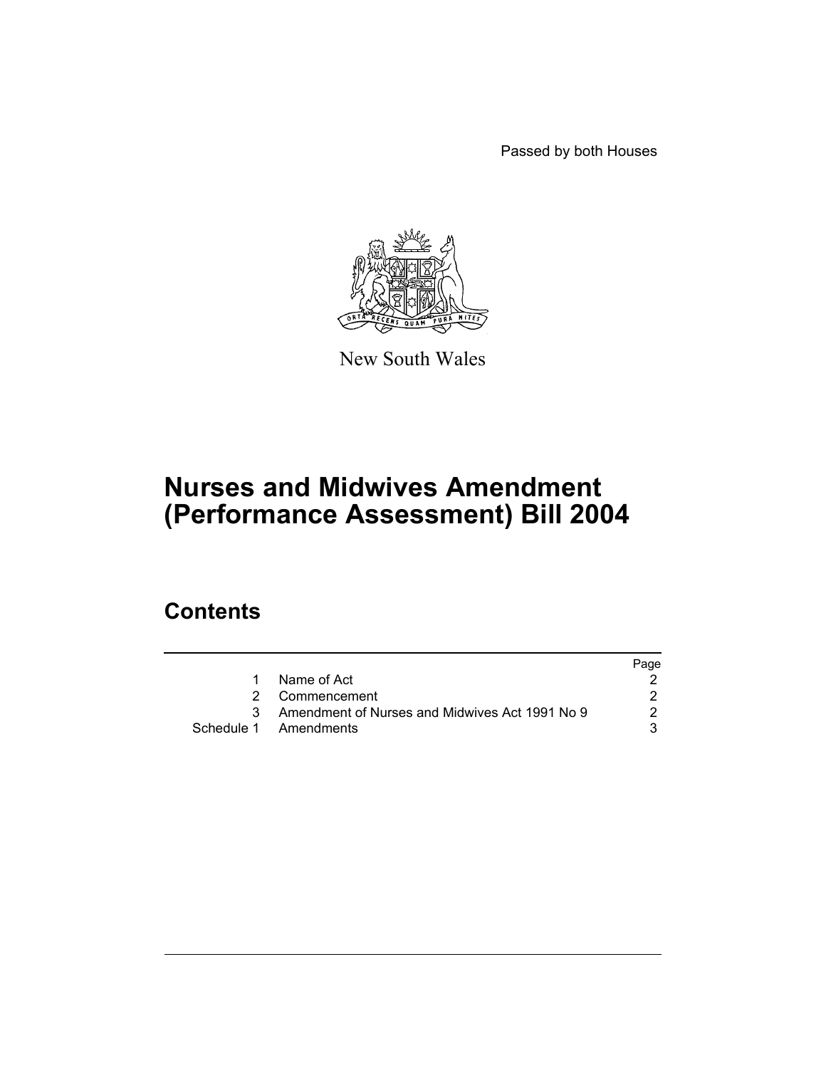Passed by both Houses

New South Wales

# Nurses and Midwives Amendment (Performance Assessment) Bill 2004

## Contents

| | | Page |
|---|---|---|
| 1 | Name of Act | 2 |
| 2 | Commencement | 2 |
| 3 | Amendment of Nurses and Midwives Act 1991 No 9 | 2 |
| Schedule 1 | Amendments | 3 |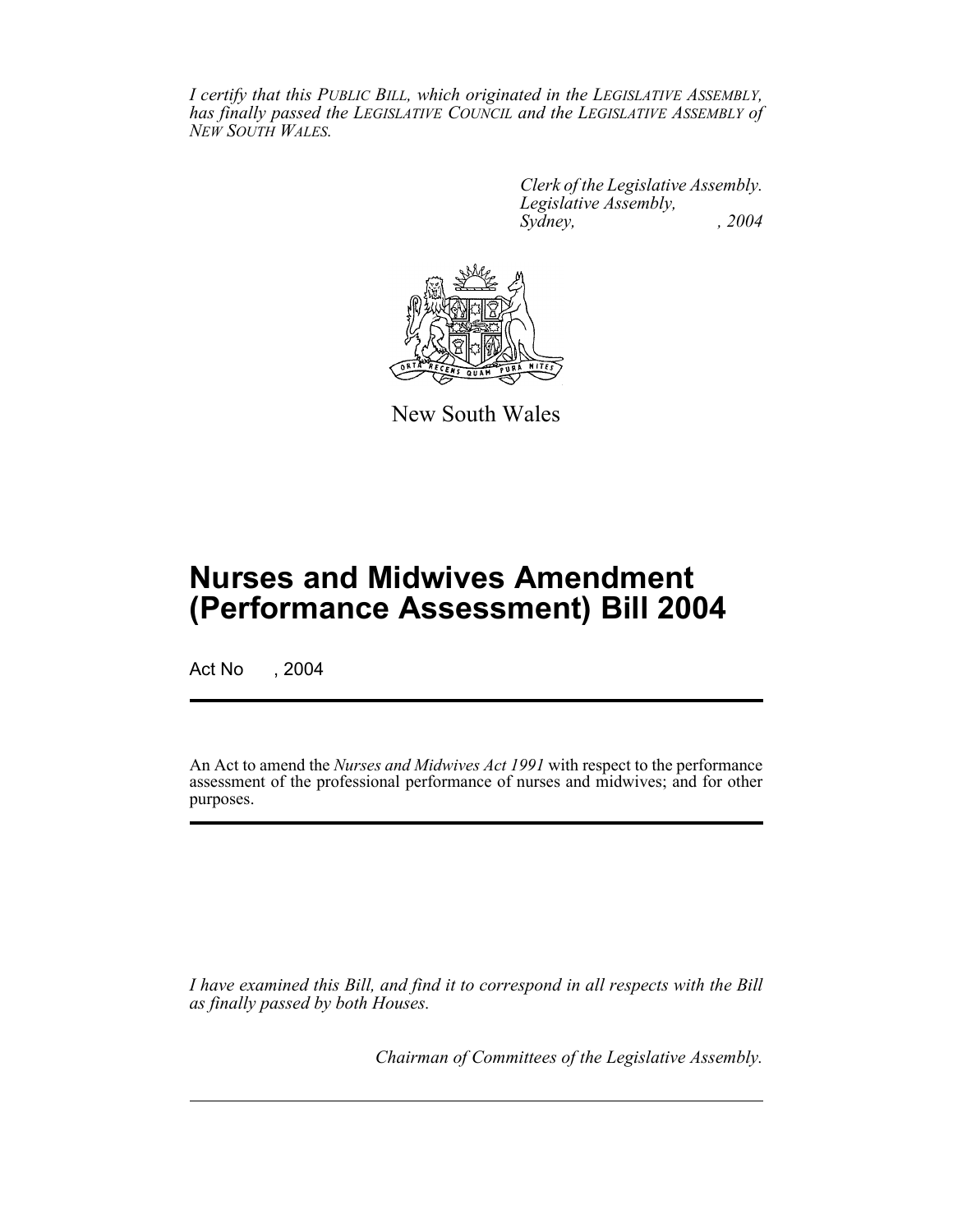*I certify that this PUBLIC BILL, which originated in the LEGISLATIVE ASSEMBLY, has finally passed the LEGISLATIVE COUNCIL and the LEGISLATIVE ASSEMBLY of NEW SOUTH WALES.*

*Clerk of the Legislative Assembly.*
*Legislative Assembly,*
*Sydney, , 2004*

New South Wales

# Nurses and Midwives Amendment (Performance Assessment) Bill 2004

Act No , 2004

An Act to amend the *Nurses and Midwives Act 1991* with respect to the performance assessment of the professional performance of nurses and midwives; and for other purposes.

*I have examined this Bill, and find it to correspond in all respects with the Bill as finally passed by both Houses.*

*Chairman of Committees of the Legislative Assembly.*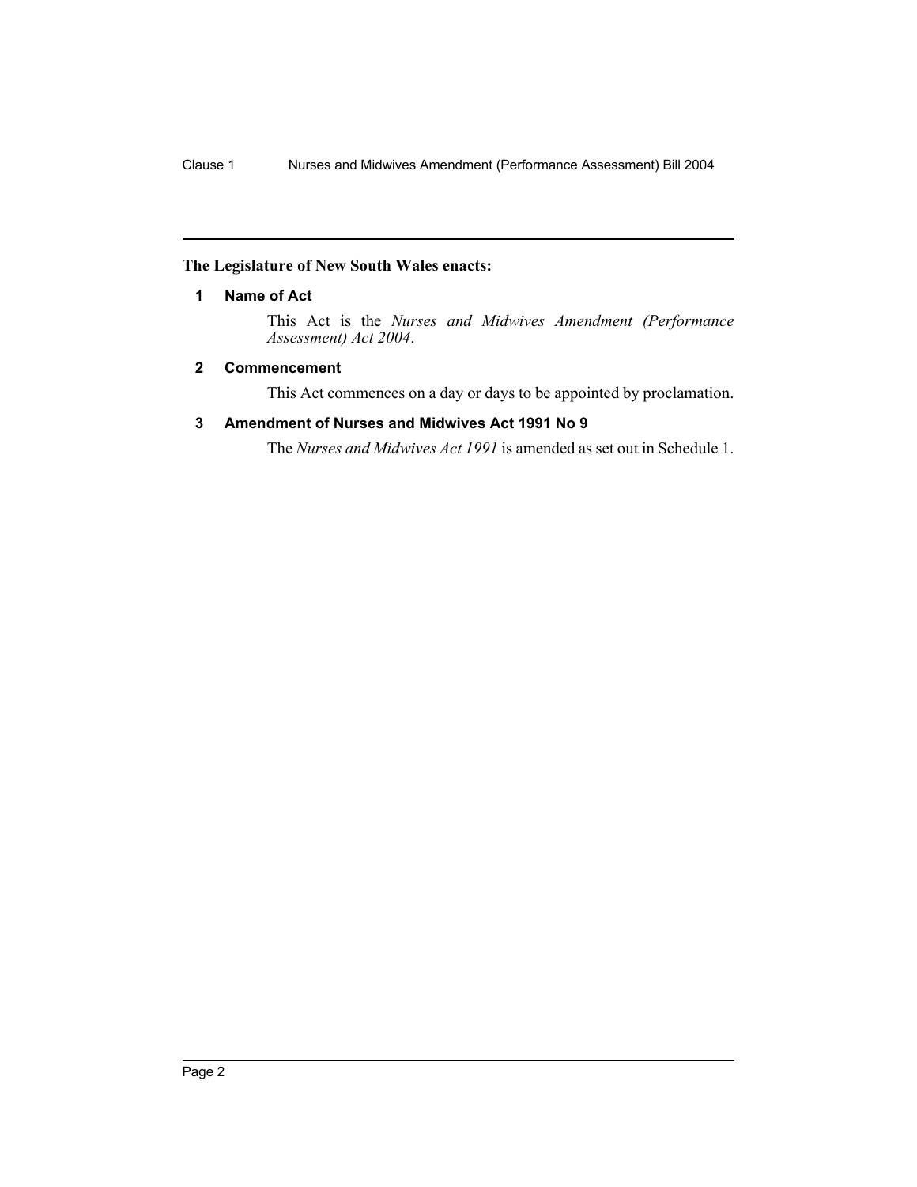**The Legislature of New South Wales enacts:**

## 1 Name of Act

This Act is the *Nurses and Midwives Amendment (Performance Assessment) Act 2004*.

## 2 Commencement

This Act commences on a day or days to be appointed by proclamation.

## 3 Amendment of Nurses and Midwives Act 1991 No 9

The *Nurses and Midwives Act 1991* is amended as set out in Schedule 1.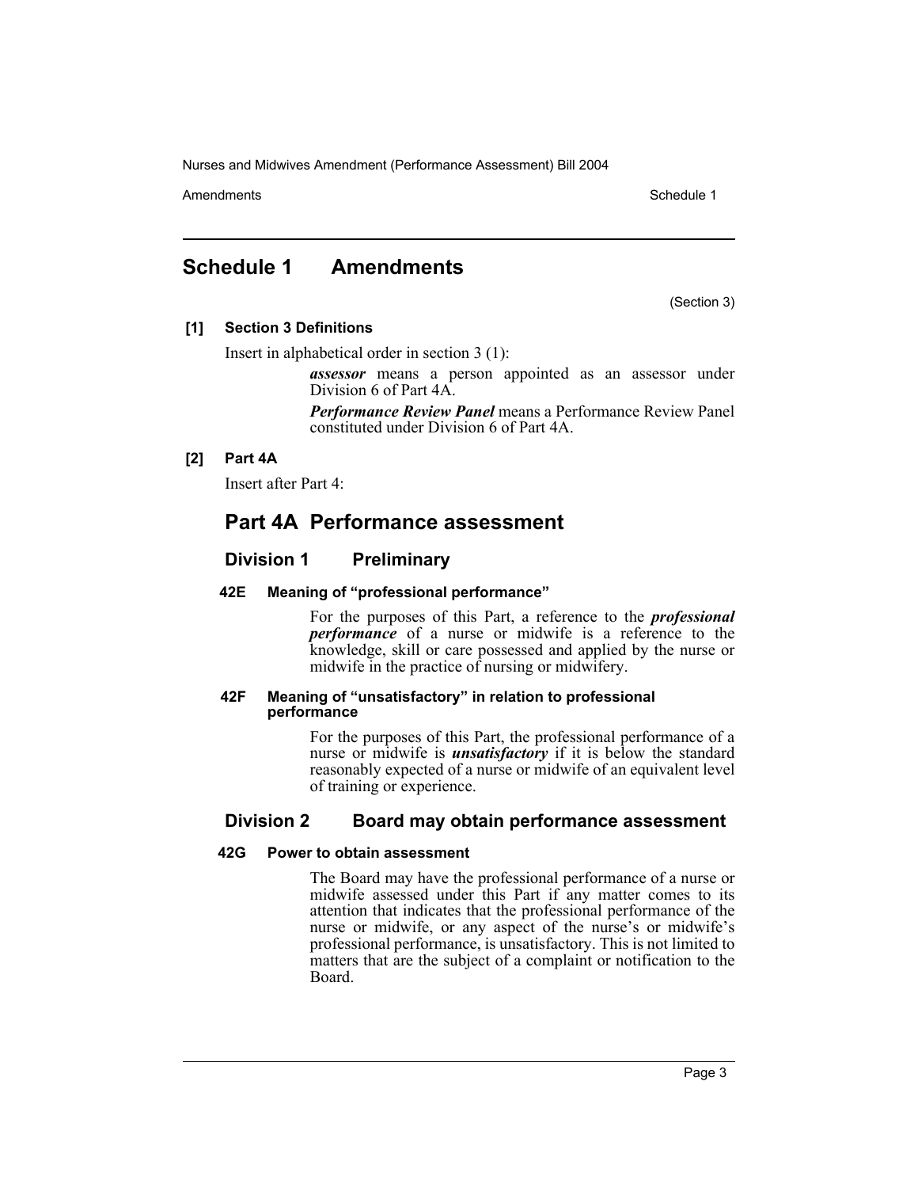# Schedule 1 Amendments

(Section 3)

**[1] Section 3 Definitions**

Insert in alphabetical order in section 3 (1):

> ***assessor*** means a person appointed as an assessor under Division 6 of Part 4A.
>
> ***Performance Review Panel*** means a Performance Review Panel constituted under Division 6 of Part 4A.

**[2] Part 4A**

Insert after Part 4:

## Part 4A Performance assessment

### Division 1 Preliminary

**42E Meaning of "professional performance"**

For the purposes of this Part, a reference to the ***professional performance*** of a nurse or midwife is a reference to the knowledge, skill or care possessed and applied by the nurse or midwife in the practice of nursing or midwifery.

**42F Meaning of "unsatisfactory" in relation to professional performance**

For the purposes of this Part, the professional performance of a nurse or midwife is ***unsatisfactory*** if it is below the standard reasonably expected of a nurse or midwife of an equivalent level of training or experience.

### Division 2 Board may obtain performance assessment

**42G Power to obtain assessment**

The Board may have the professional performance of a nurse or midwife assessed under this Part if any matter comes to its attention that indicates that the professional performance of the nurse or midwife, or any aspect of the nurse's or midwife's professional performance, is unsatisfactory. This is not limited to matters that are the subject of a complaint or notification to the Board.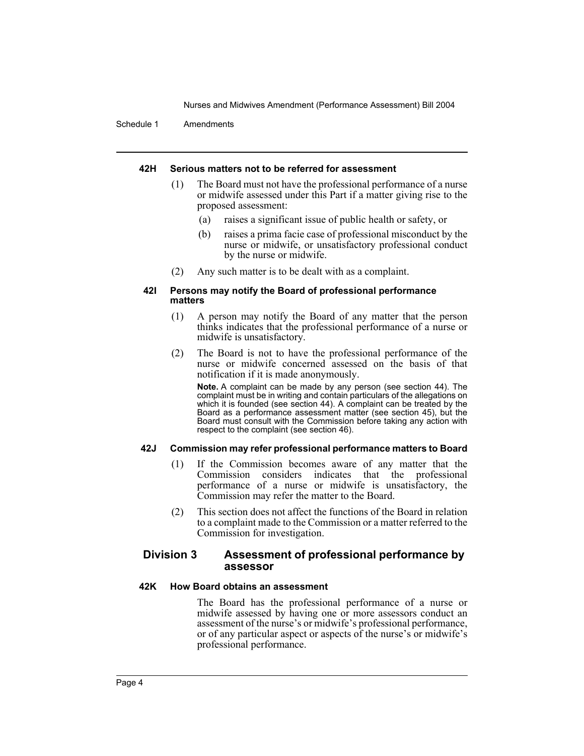#### 42H Serious matters not to be referred for assessment

(1) The Board must not have the professional performance of a nurse or midwife assessed under this Part if a matter giving rise to the proposed assessment:

(a) raises a significant issue of public health or safety, or

(b) raises a prima facie case of professional misconduct by the nurse or midwife, or unsatisfactory professional conduct by the nurse or midwife.

(2) Any such matter is to be dealt with as a complaint.

#### 42I Persons may notify the Board of professional performance matters

(1) A person may notify the Board of any matter that the person thinks indicates that the professional performance of a nurse or midwife is unsatisfactory.

(2) The Board is not to have the professional performance of the nurse or midwife concerned assessed on the basis of that notification if it is made anonymously.

**Note.** A complaint can be made by any person (see section 44). The complaint must be in writing and contain particulars of the allegations on which it is founded (see section 44). A complaint can be treated by the Board as a performance assessment matter (see section 45), but the Board must consult with the Commission before taking any action with respect to the complaint (see section 46).

#### 42J Commission may refer professional performance matters to Board

(1) If the Commission becomes aware of any matter that the Commission considers indicates that the professional performance of a nurse or midwife is unsatisfactory, the Commission may refer the matter to the Board.

(2) This section does not affect the functions of the Board in relation to a complaint made to the Commission or a matter referred to the Commission for investigation.

### Division 3 Assessment of professional performance by assessor

#### 42K How Board obtains an assessment

The Board has the professional performance of a nurse or midwife assessed by having one or more assessors conduct an assessment of the nurse's or midwife's professional performance, or of any particular aspect or aspects of the nurse's or midwife's professional performance.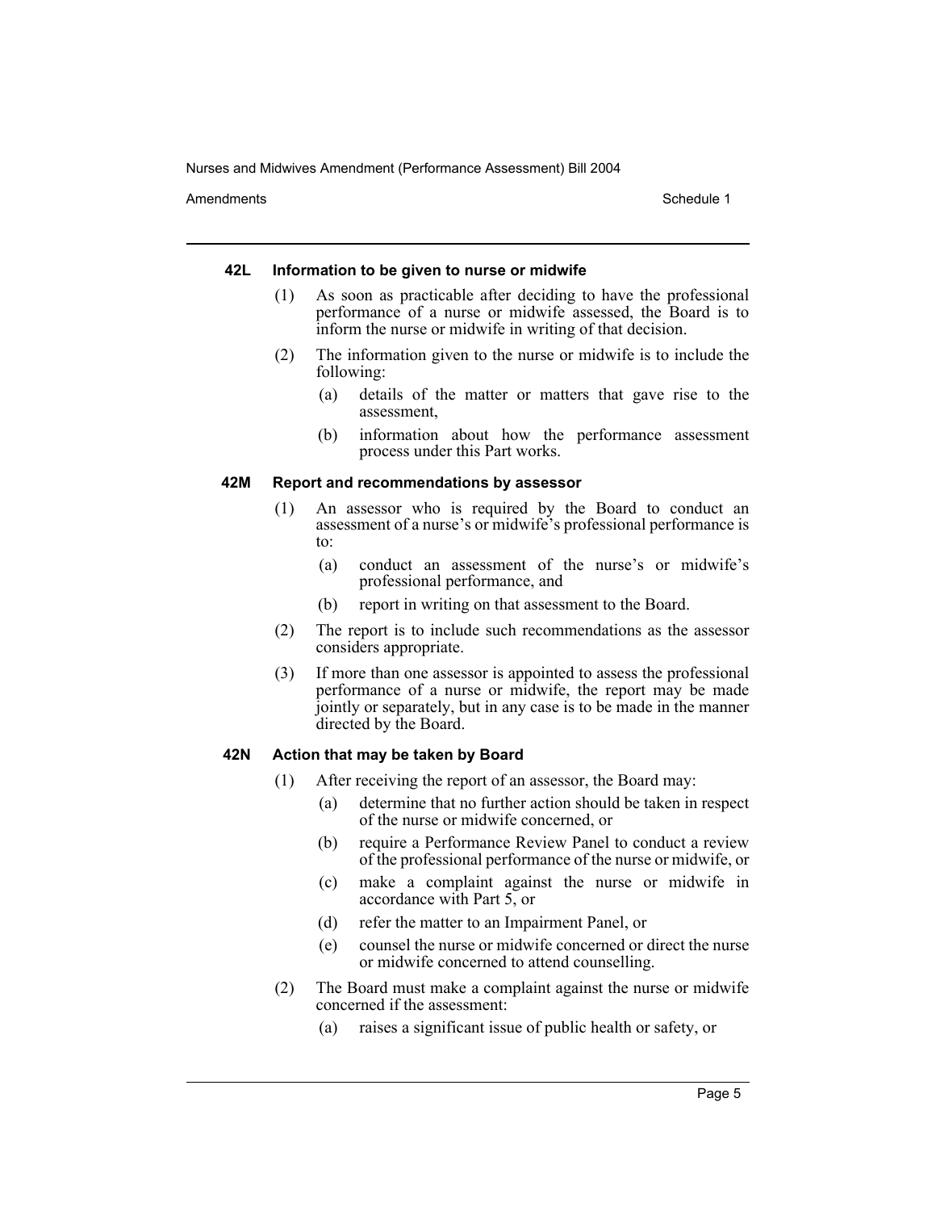#### 42L Information to be given to nurse or midwife

(1) As soon as practicable after deciding to have the professional performance of a nurse or midwife assessed, the Board is to inform the nurse or midwife in writing of that decision.

(2) The information given to the nurse or midwife is to include the following:

- (a) details of the matter or matters that gave rise to the assessment,
- (b) information about how the performance assessment process under this Part works.

#### 42M Report and recommendations by assessor

(1) An assessor who is required by the Board to conduct an assessment of a nurse's or midwife's professional performance is to:

- (a) conduct an assessment of the nurse's or midwife's professional performance, and
- (b) report in writing on that assessment to the Board.

(2) The report is to include such recommendations as the assessor considers appropriate.

(3) If more than one assessor is appointed to assess the professional performance of a nurse or midwife, the report may be made jointly or separately, but in any case is to be made in the manner directed by the Board.

#### 42N Action that may be taken by Board

(1) After receiving the report of an assessor, the Board may:

- (a) determine that no further action should be taken in respect of the nurse or midwife concerned, or
- (b) require a Performance Review Panel to conduct a review of the professional performance of the nurse or midwife, or
- (c) make a complaint against the nurse or midwife in accordance with Part 5, or
- (d) refer the matter to an Impairment Panel, or
- (e) counsel the nurse or midwife concerned or direct the nurse or midwife concerned to attend counselling.

(2) The Board must make a complaint against the nurse or midwife concerned if the assessment:

- (a) raises a significant issue of public health or safety, or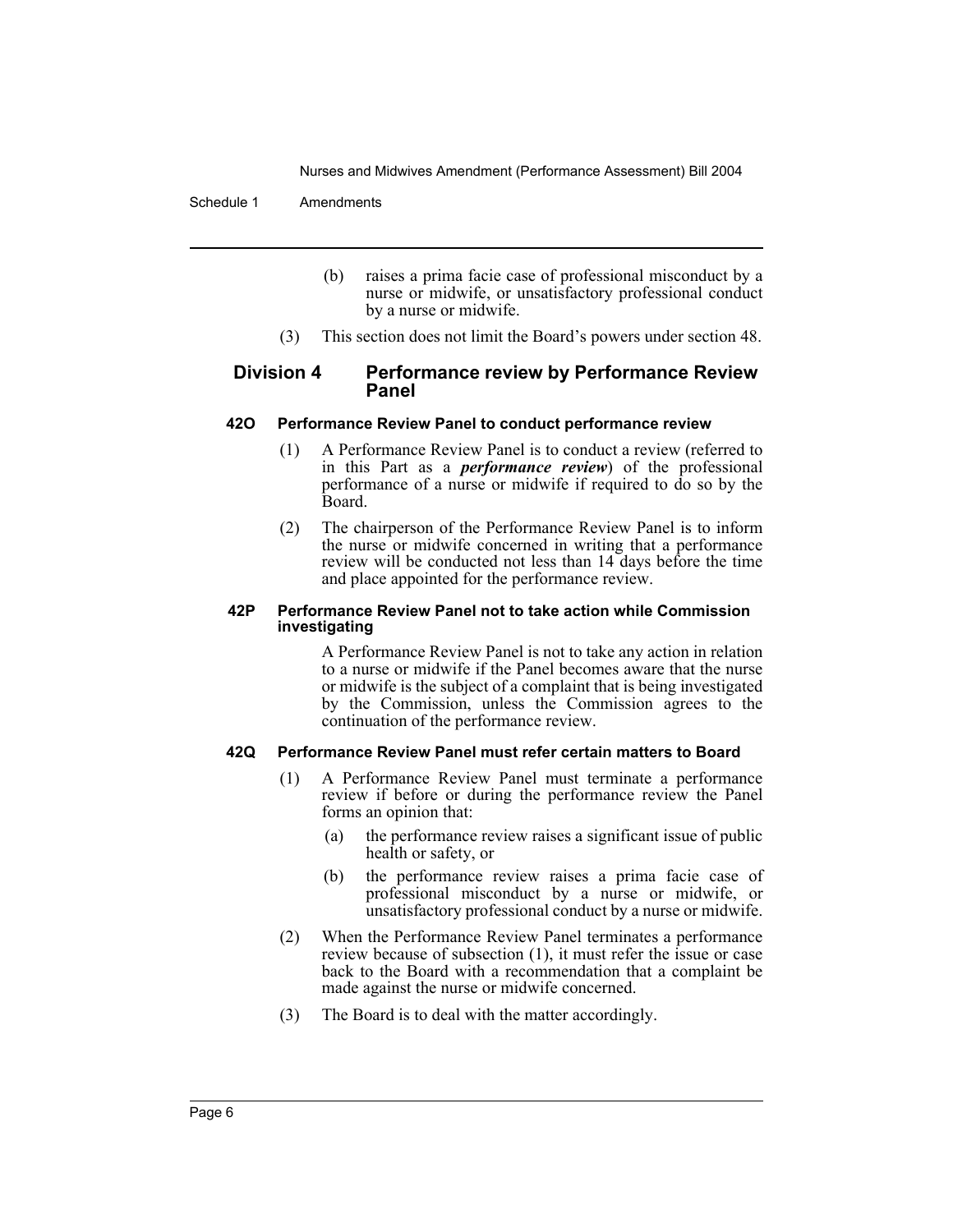(b) raises a prima facie case of professional misconduct by a nurse or midwife, or unsatisfactory professional conduct by a nurse or midwife.

(3) This section does not limit the Board's powers under section 48.

## Division 4 Performance review by Performance Review Panel

### 42O Performance Review Panel to conduct performance review

(1) A Performance Review Panel is to conduct a review (referred to in this Part as a ***performance review***) of the professional performance of a nurse or midwife if required to do so by the Board.

(2) The chairperson of the Performance Review Panel is to inform the nurse or midwife concerned in writing that a performance review will be conducted not less than 14 days before the time and place appointed for the performance review.

### 42P Performance Review Panel not to take action while Commission investigating

A Performance Review Panel is not to take any action in relation to a nurse or midwife if the Panel becomes aware that the nurse or midwife is the subject of a complaint that is being investigated by the Commission, unless the Commission agrees to the continuation of the performance review.

### 42Q Performance Review Panel must refer certain matters to Board

(1) A Performance Review Panel must terminate a performance review if before or during the performance review the Panel forms an opinion that:

(a) the performance review raises a significant issue of public health or safety, or

(b) the performance review raises a prima facie case of professional misconduct by a nurse or midwife, or unsatisfactory professional conduct by a nurse or midwife.

(2) When the Performance Review Panel terminates a performance review because of subsection (1), it must refer the issue or case back to the Board with a recommendation that a complaint be made against the nurse or midwife concerned.

(3) The Board is to deal with the matter accordingly.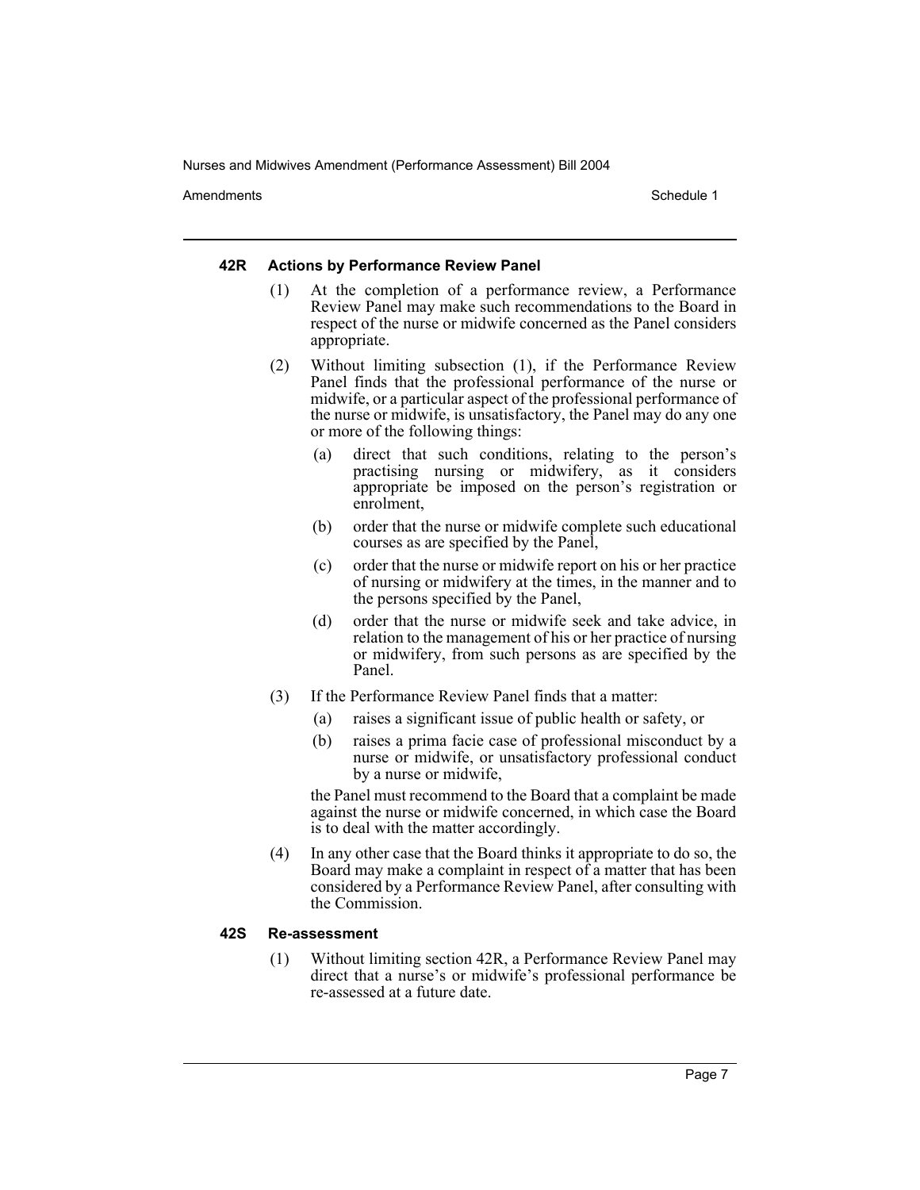#### 42R Actions by Performance Review Panel

(1) At the completion of a performance review, a Performance Review Panel may make such recommendations to the Board in respect of the nurse or midwife concerned as the Panel considers appropriate.

(2) Without limiting subsection (1), if the Performance Review Panel finds that the professional performance of the nurse or midwife, or a particular aspect of the professional performance of the nurse or midwife, is unsatisfactory, the Panel may do any one or more of the following things:

- (a) direct that such conditions, relating to the person's practising nursing or midwifery, as it considers appropriate be imposed on the person's registration or enrolment,
- (b) order that the nurse or midwife complete such educational courses as are specified by the Panel,
- (c) order that the nurse or midwife report on his or her practice of nursing or midwifery at the times, in the manner and to the persons specified by the Panel,
- (d) order that the nurse or midwife seek and take advice, in relation to the management of his or her practice of nursing or midwifery, from such persons as are specified by the Panel.

(3) If the Performance Review Panel finds that a matter:

- (a) raises a significant issue of public health or safety, or
- (b) raises a prima facie case of professional misconduct by a nurse or midwife, or unsatisfactory professional conduct by a nurse or midwife,

the Panel must recommend to the Board that a complaint be made against the nurse or midwife concerned, in which case the Board is to deal with the matter accordingly.

(4) In any other case that the Board thinks it appropriate to do so, the Board may make a complaint in respect of a matter that has been considered by a Performance Review Panel, after consulting with the Commission.

#### 42S Re-assessment

(1) Without limiting section 42R, a Performance Review Panel may direct that a nurse's or midwife's professional performance be re-assessed at a future date.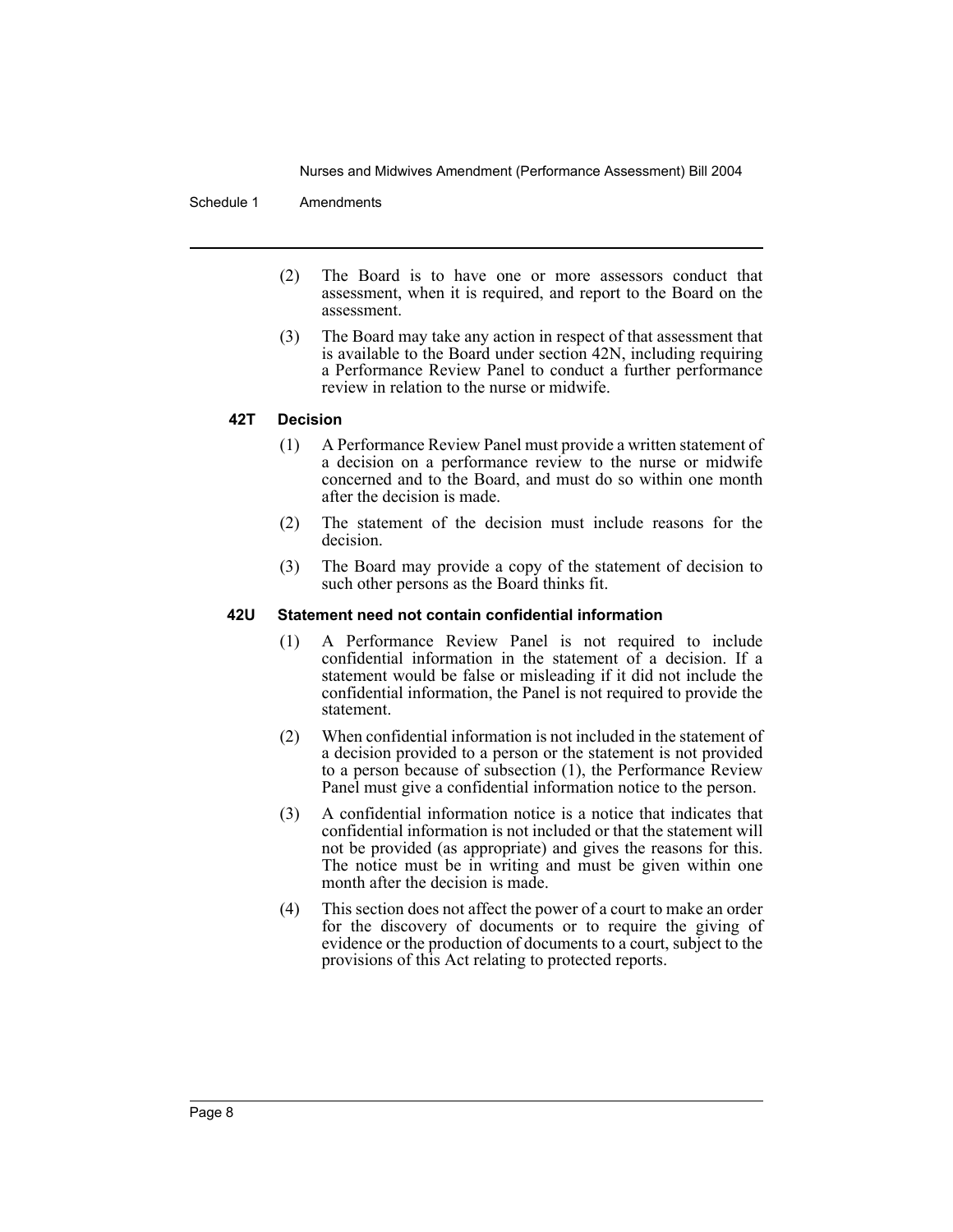(2) The Board is to have one or more assessors conduct that assessment, when it is required, and report to the Board on the assessment.

(3) The Board may take any action in respect of that assessment that is available to the Board under section 42N, including requiring a Performance Review Panel to conduct a further performance review in relation to the nurse or midwife.

#### 42T Decision

(1) A Performance Review Panel must provide a written statement of a decision on a performance review to the nurse or midwife concerned and to the Board, and must do so within one month after the decision is made.

(2) The statement of the decision must include reasons for the decision.

(3) The Board may provide a copy of the statement of decision to such other persons as the Board thinks fit.

#### 42U Statement need not contain confidential information

(1) A Performance Review Panel is not required to include confidential information in the statement of a decision. If a statement would be false or misleading if it did not include the confidential information, the Panel is not required to provide the statement.

(2) When confidential information is not included in the statement of a decision provided to a person or the statement is not provided to a person because of subsection (1), the Performance Review Panel must give a confidential information notice to the person.

(3) A confidential information notice is a notice that indicates that confidential information is not included or that the statement will not be provided (as appropriate) and gives the reasons for this. The notice must be in writing and must be given within one month after the decision is made.

(4) This section does not affect the power of a court to make an order for the discovery of documents or to require the giving of evidence or the production of documents to a court, subject to the provisions of this Act relating to protected reports.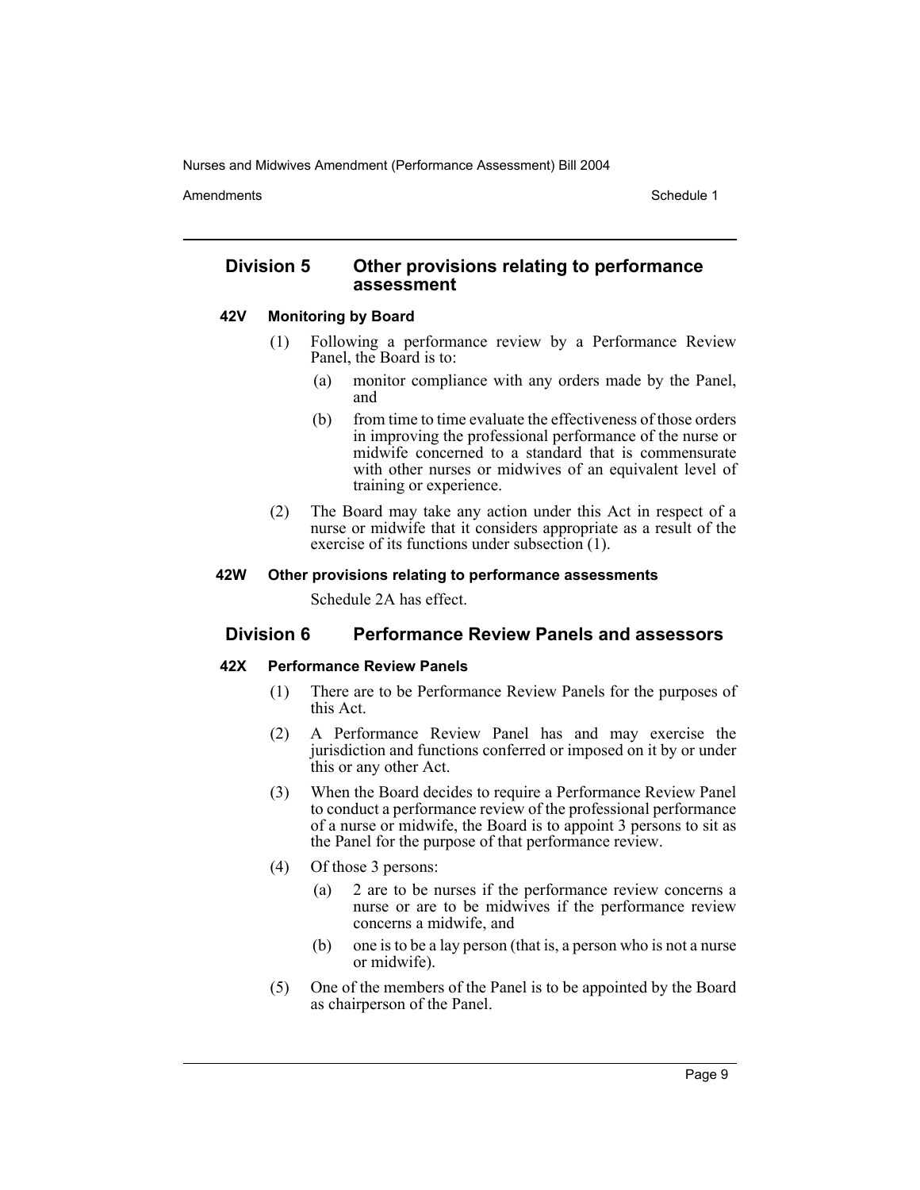## Division 5 Other provisions relating to performance assessment

### 42V Monitoring by Board

(1) Following a performance review by a Performance Review Panel, the Board is to:

(a) monitor compliance with any orders made by the Panel, and

(b) from time to time evaluate the effectiveness of those orders in improving the professional performance of the nurse or midwife concerned to a standard that is commensurate with other nurses or midwives of an equivalent level of training or experience.

(2) The Board may take any action under this Act in respect of a nurse or midwife that it considers appropriate as a result of the exercise of its functions under subsection (1).

### 42W Other provisions relating to performance assessments

Schedule 2A has effect.

## Division 6 Performance Review Panels and assessors

### 42X Performance Review Panels

(1) There are to be Performance Review Panels for the purposes of this Act.

(2) A Performance Review Panel has and may exercise the jurisdiction and functions conferred or imposed on it by or under this or any other Act.

(3) When the Board decides to require a Performance Review Panel to conduct a performance review of the professional performance of a nurse or midwife, the Board is to appoint 3 persons to sit as the Panel for the purpose of that performance review.

(4) Of those 3 persons:

(a) 2 are to be nurses if the performance review concerns a nurse or are to be midwives if the performance review concerns a midwife, and

(b) one is to be a lay person (that is, a person who is not a nurse or midwife).

(5) One of the members of the Panel is to be appointed by the Board as chairperson of the Panel.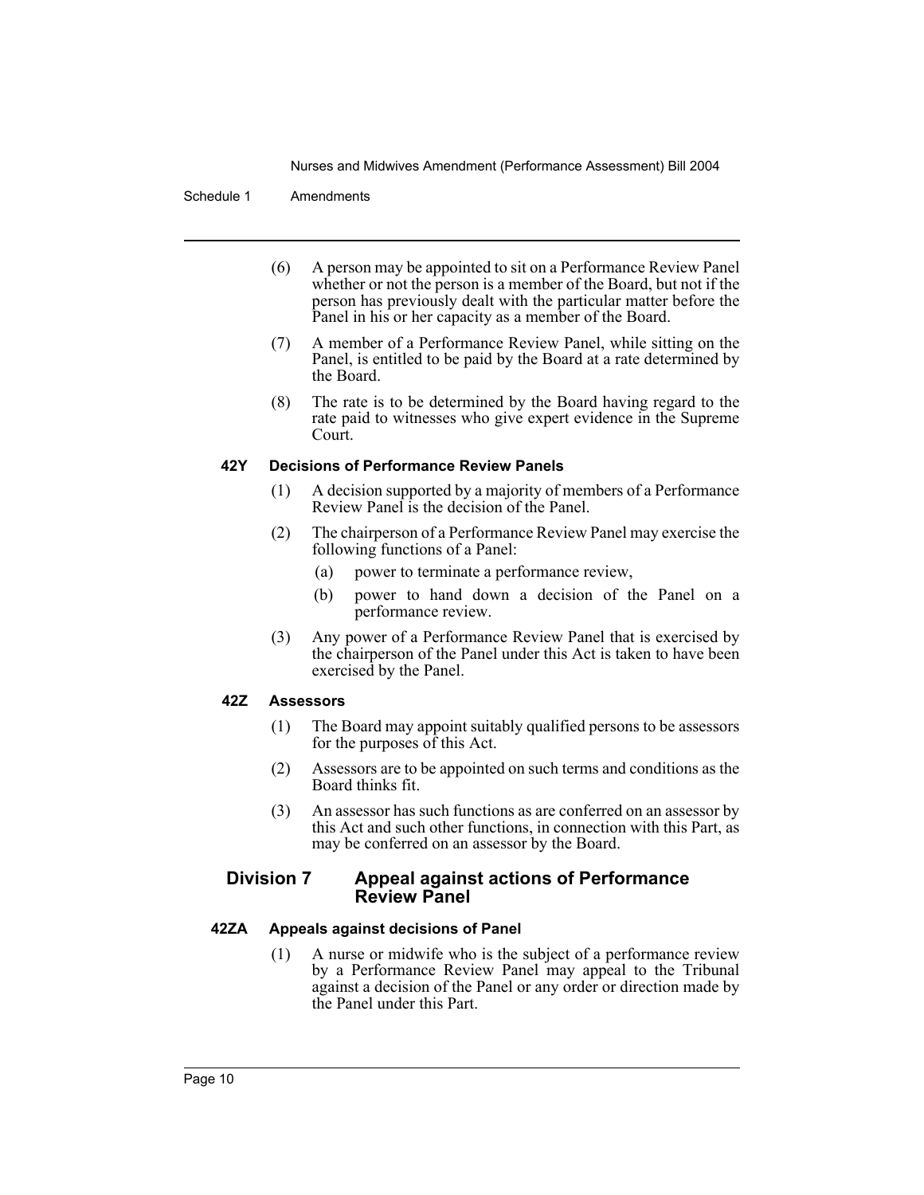(6) A person may be appointed to sit on a Performance Review Panel whether or not the person is a member of the Board, but not if the person has previously dealt with the particular matter before the Panel in his or her capacity as a member of the Board.

(7) A member of a Performance Review Panel, while sitting on the Panel, is entitled to be paid by the Board at a rate determined by the Board.

(8) The rate is to be determined by the Board having regard to the rate paid to witnesses who give expert evidence in the Supreme Court.

#### 42Y Decisions of Performance Review Panels

(1) A decision supported by a majority of members of a Performance Review Panel is the decision of the Panel.

(2) The chairperson of a Performance Review Panel may exercise the following functions of a Panel:

- (a) power to terminate a performance review,
- (b) power to hand down a decision of the Panel on a performance review.

(3) Any power of a Performance Review Panel that is exercised by the chairperson of the Panel under this Act is taken to have been exercised by the Panel.

#### 42Z Assessors

(1) The Board may appoint suitably qualified persons to be assessors for the purposes of this Act.

(2) Assessors are to be appointed on such terms and conditions as the Board thinks fit.

(3) An assessor has such functions as are conferred on an assessor by this Act and such other functions, in connection with this Part, as may be conferred on an assessor by the Board.

### Division 7 Appeal against actions of Performance Review Panel

#### 42ZA Appeals against decisions of Panel

(1) A nurse or midwife who is the subject of a performance review by a Performance Review Panel may appeal to the Tribunal against a decision of the Panel or any order or direction made by the Panel under this Part.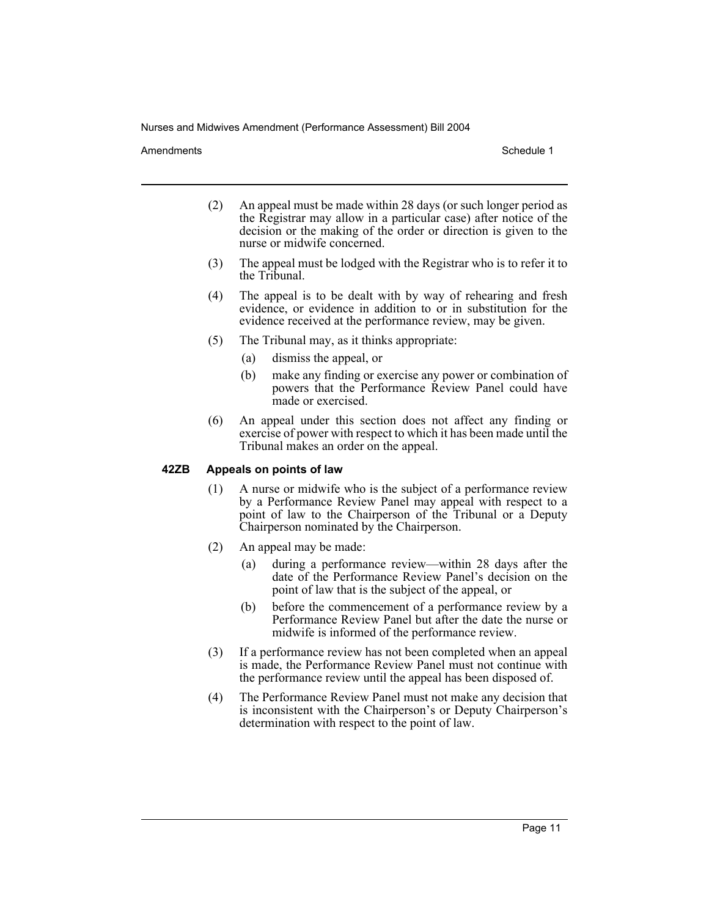(2) An appeal must be made within 28 days (or such longer period as the Registrar may allow in a particular case) after notice of the decision or the making of the order or direction is given to the nurse or midwife concerned.

(3) The appeal must be lodged with the Registrar who is to refer it to the Tribunal.

(4) The appeal is to be dealt with by way of rehearing and fresh evidence, or evidence in addition to or in substitution for the evidence received at the performance review, may be given.

(5) The Tribunal may, as it thinks appropriate:

(a) dismiss the appeal, or

(b) make any finding or exercise any power or combination of powers that the Performance Review Panel could have made or exercised.

(6) An appeal under this section does not affect any finding or exercise of power with respect to which it has been made until the Tribunal makes an order on the appeal.

**42ZB Appeals on points of law**

(1) A nurse or midwife who is the subject of a performance review by a Performance Review Panel may appeal with respect to a point of law to the Chairperson of the Tribunal or a Deputy Chairperson nominated by the Chairperson.

(2) An appeal may be made:

(a) during a performance review—within 28 days after the date of the Performance Review Panel's decision on the point of law that is the subject of the appeal, or

(b) before the commencement of a performance review by a Performance Review Panel but after the date the nurse or midwife is informed of the performance review.

(3) If a performance review has not been completed when an appeal is made, the Performance Review Panel must not continue with the performance review until the appeal has been disposed of.

(4) The Performance Review Panel must not make any decision that is inconsistent with the Chairperson's or Deputy Chairperson's determination with respect to the point of law.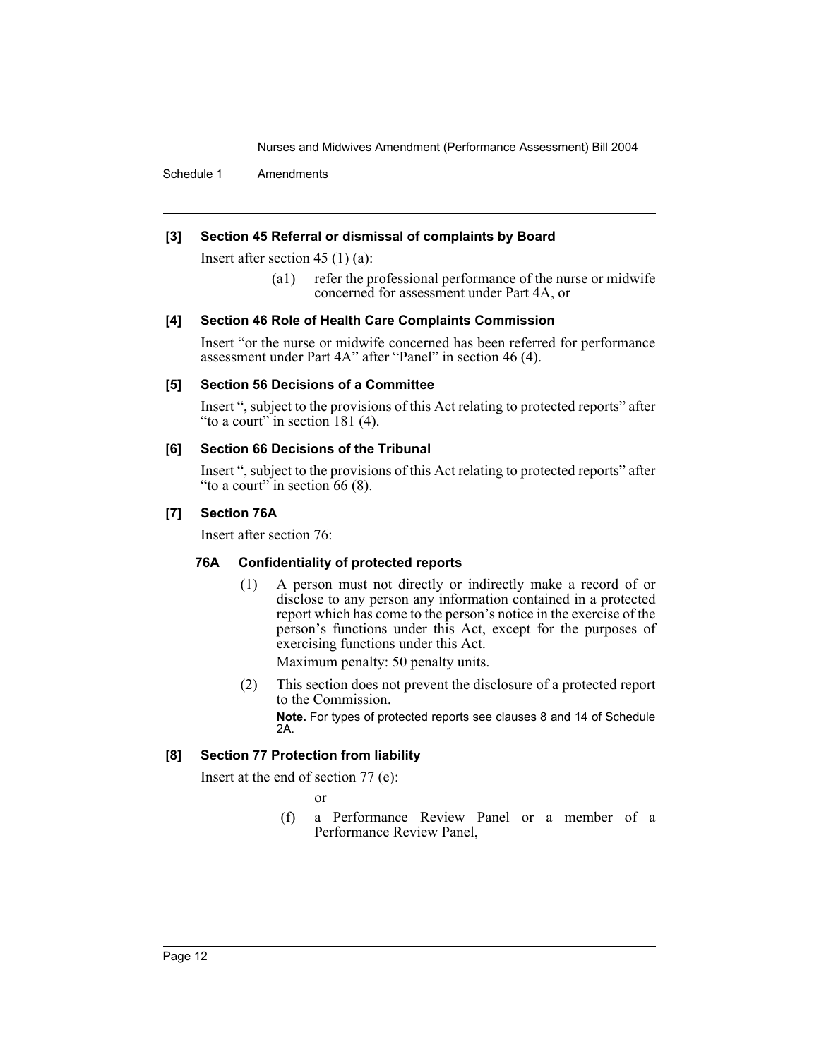**[3] Section 45 Referral or dismissal of complaints by Board**

Insert after section 45 (1) (a):

> (a1) refer the professional performance of the nurse or midwife concerned for assessment under Part 4A, or

**[4] Section 46 Role of Health Care Complaints Commission**

Insert "or the nurse or midwife concerned has been referred for performance assessment under Part 4A" after "Panel" in section 46 (4).

**[5] Section 56 Decisions of a Committee**

Insert ", subject to the provisions of this Act relating to protected reports" after "to a court" in section 181 (4).

**[6] Section 66 Decisions of the Tribunal**

Insert ", subject to the provisions of this Act relating to protected reports" after "to a court" in section 66 (8).

**[7] Section 76A**

Insert after section 76:

**76A Confidentiality of protected reports**

(1) A person must not directly or indirectly make a record of or disclose to any person any information contained in a protected report which has come to the person's notice in the exercise of the person's functions under this Act, except for the purposes of exercising functions under this Act.

Maximum penalty: 50 penalty units.

(2) This section does not prevent the disclosure of a protected report to the Commission.

**Note.** For types of protected reports see clauses 8 and 14 of Schedule 2A.

**[8] Section 77 Protection from liability**

Insert at the end of section 77 (e):

> or
>
> (f) a Performance Review Panel or a member of a Performance Review Panel,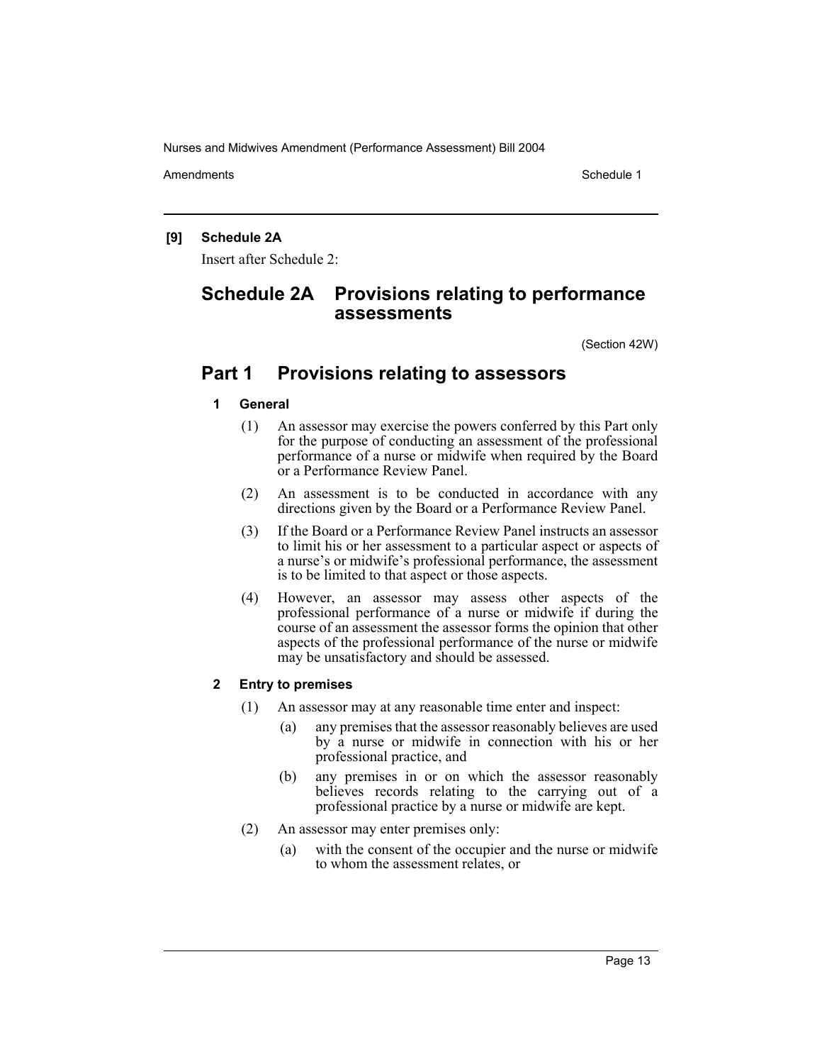**[9] Schedule 2A**

Insert after Schedule 2:

# Schedule 2A Provisions relating to performance assessments

(Section 42W)

## Part 1 Provisions relating to assessors

### 1 General

(1) An assessor may exercise the powers conferred by this Part only for the purpose of conducting an assessment of the professional performance of a nurse or midwife when required by the Board or a Performance Review Panel.

(2) An assessment is to be conducted in accordance with any directions given by the Board or a Performance Review Panel.

(3) If the Board or a Performance Review Panel instructs an assessor to limit his or her assessment to a particular aspect or aspects of a nurse's or midwife's professional performance, the assessment is to be limited to that aspect or those aspects.

(4) However, an assessor may assess other aspects of the professional performance of a nurse or midwife if during the course of an assessment the assessor forms the opinion that other aspects of the professional performance of the nurse or midwife may be unsatisfactory and should be assessed.

### 2 Entry to premises

(1) An assessor may at any reasonable time enter and inspect:

(a) any premises that the assessor reasonably believes are used by a nurse or midwife in connection with his or her professional practice, and

(b) any premises in or on which the assessor reasonably believes records relating to the carrying out of a professional practice by a nurse or midwife are kept.

(2) An assessor may enter premises only:

(a) with the consent of the occupier and the nurse or midwife to whom the assessment relates, or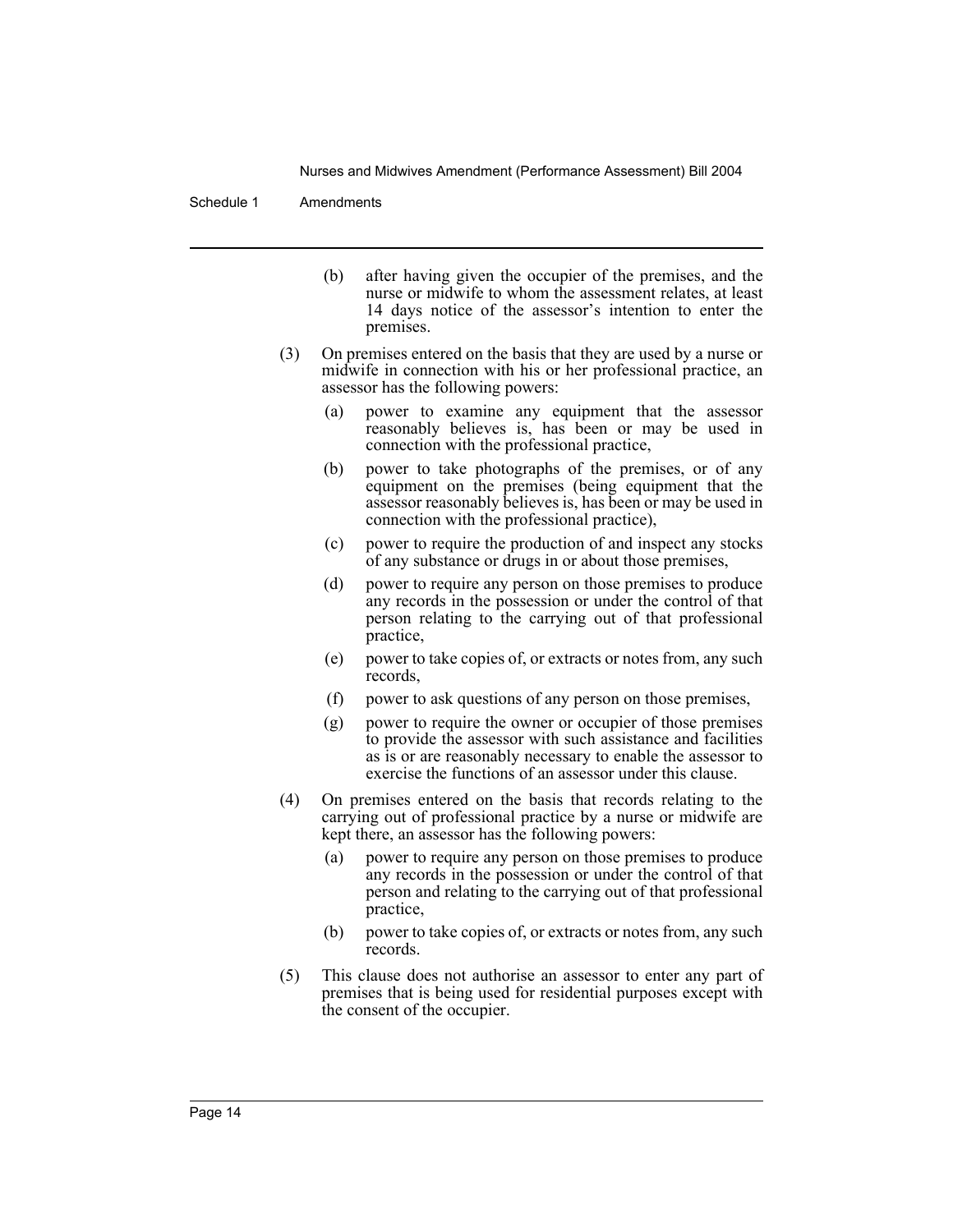(b) after having given the occupier of the premises, and the nurse or midwife to whom the assessment relates, at least 14 days notice of the assessor's intention to enter the premises.

(3) On premises entered on the basis that they are used by a nurse or midwife in connection with his or her professional practice, an assessor has the following powers:

(a) power to examine any equipment that the assessor reasonably believes is, has been or may be used in connection with the professional practice,

(b) power to take photographs of the premises, or of any equipment on the premises (being equipment that the assessor reasonably believes is, has been or may be used in connection with the professional practice),

(c) power to require the production of and inspect any stocks of any substance or drugs in or about those premises,

(d) power to require any person on those premises to produce any records in the possession or under the control of that person relating to the carrying out of that professional practice,

(e) power to take copies of, or extracts or notes from, any such records,

(f) power to ask questions of any person on those premises,

(g) power to require the owner or occupier of those premises to provide the assessor with such assistance and facilities as is or are reasonably necessary to enable the assessor to exercise the functions of an assessor under this clause.

(4) On premises entered on the basis that records relating to the carrying out of professional practice by a nurse or midwife are kept there, an assessor has the following powers:

(a) power to require any person on those premises to produce any records in the possession or under the control of that person and relating to the carrying out of that professional practice,

(b) power to take copies of, or extracts or notes from, any such records.

(5) This clause does not authorise an assessor to enter any part of premises that is being used for residential purposes except with the consent of the occupier.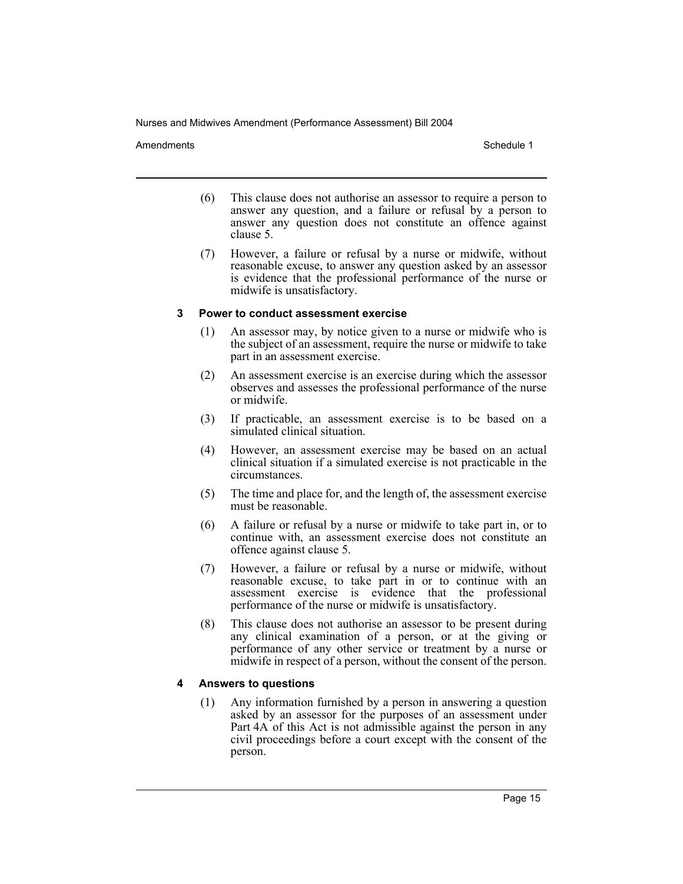(6) This clause does not authorise an assessor to require a person to answer any question, and a failure or refusal by a person to answer any question does not constitute an offence against clause 5.

(7) However, a failure or refusal by a nurse or midwife, without reasonable excuse, to answer any question asked by an assessor is evidence that the professional performance of the nurse or midwife is unsatisfactory.

### 3 Power to conduct assessment exercise

(1) An assessor may, by notice given to a nurse or midwife who is the subject of an assessment, require the nurse or midwife to take part in an assessment exercise.

(2) An assessment exercise is an exercise during which the assessor observes and assesses the professional performance of the nurse or midwife.

(3) If practicable, an assessment exercise is to be based on a simulated clinical situation.

(4) However, an assessment exercise may be based on an actual clinical situation if a simulated exercise is not practicable in the circumstances.

(5) The time and place for, and the length of, the assessment exercise must be reasonable.

(6) A failure or refusal by a nurse or midwife to take part in, or to continue with, an assessment exercise does not constitute an offence against clause 5.

(7) However, a failure or refusal by a nurse or midwife, without reasonable excuse, to take part in or to continue with an assessment exercise is evidence that the professional performance of the nurse or midwife is unsatisfactory.

(8) This clause does not authorise an assessor to be present during any clinical examination of a person, or at the giving or performance of any other service or treatment by a nurse or midwife in respect of a person, without the consent of the person.

### 4 Answers to questions

(1) Any information furnished by a person in answering a question asked by an assessor for the purposes of an assessment under Part 4A of this Act is not admissible against the person in any civil proceedings before a court except with the consent of the person.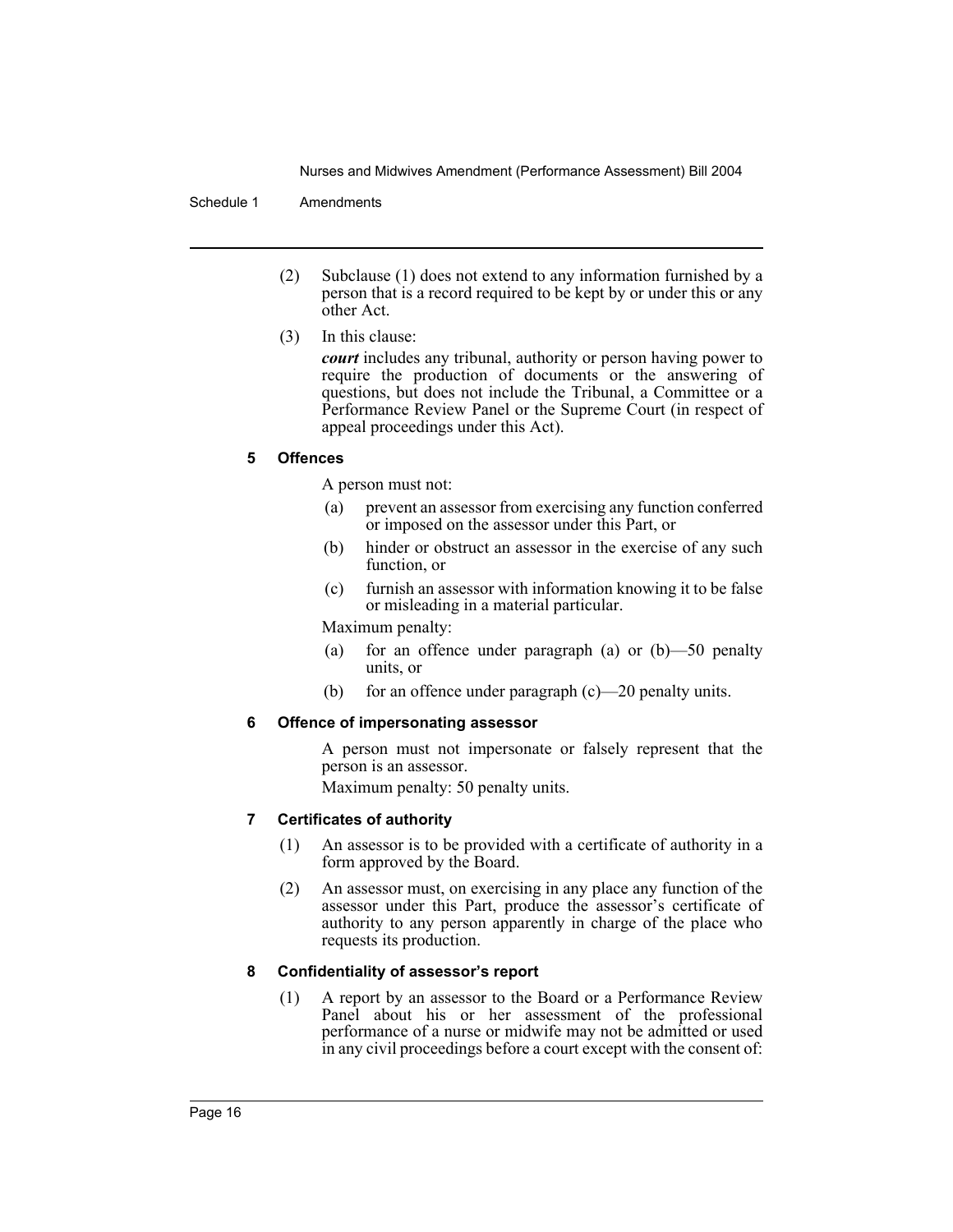(2) Subclause (1) does not extend to any information furnished by a person that is a record required to be kept by or under this or any other Act.

(3) In this clause:

***court*** includes any tribunal, authority or person having power to require the production of documents or the answering of questions, but does not include the Tribunal, a Committee or a Performance Review Panel or the Supreme Court (in respect of appeal proceedings under this Act).

#### 5 Offences

A person must not:

(a) prevent an assessor from exercising any function conferred or imposed on the assessor under this Part, or

(b) hinder or obstruct an assessor in the exercise of any such function, or

(c) furnish an assessor with information knowing it to be false or misleading in a material particular.

Maximum penalty:

(a) for an offence under paragraph (a) or (b)—50 penalty units, or

(b) for an offence under paragraph (c)—20 penalty units.

#### 6 Offence of impersonating assessor

A person must not impersonate or falsely represent that the person is an assessor.

Maximum penalty: 50 penalty units.

#### 7 Certificates of authority

(1) An assessor is to be provided with a certificate of authority in a form approved by the Board.

(2) An assessor must, on exercising in any place any function of the assessor under this Part, produce the assessor's certificate of authority to any person apparently in charge of the place who requests its production.

#### 8 Confidentiality of assessor's report

(1) A report by an assessor to the Board or a Performance Review Panel about his or her assessment of the professional performance of a nurse or midwife may not be admitted or used in any civil proceedings before a court except with the consent of: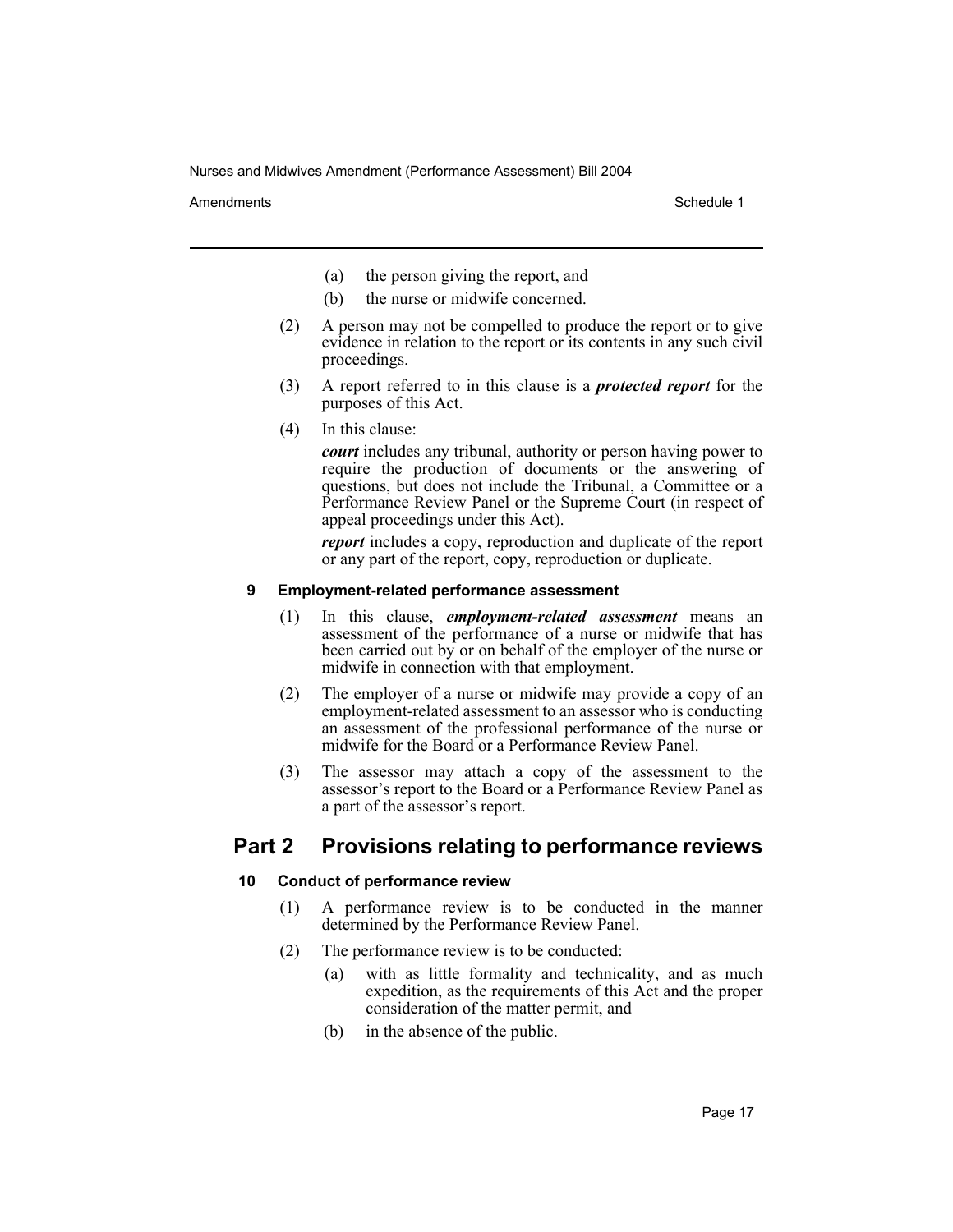(a) the person giving the report, and

(b) the nurse or midwife concerned.

(2) A person may not be compelled to produce the report or to give evidence in relation to the report or its contents in any such civil proceedings.

(3) A report referred to in this clause is a ***protected report*** for the purposes of this Act.

(4) In this clause:

***court*** includes any tribunal, authority or person having power to require the production of documents or the answering of questions, but does not include the Tribunal, a Committee or a Performance Review Panel or the Supreme Court (in respect of appeal proceedings under this Act).

***report*** includes a copy, reproduction and duplicate of the report or any part of the report, copy, reproduction or duplicate.

#### 9 Employment-related performance assessment

(1) In this clause, ***employment-related assessment*** means an assessment of the performance of a nurse or midwife that has been carried out by or on behalf of the employer of the nurse or midwife in connection with that employment.

(2) The employer of a nurse or midwife may provide a copy of an employment-related assessment to an assessor who is conducting an assessment of the professional performance of the nurse or midwife for the Board or a Performance Review Panel.

(3) The assessor may attach a copy of the assessment to the assessor's report to the Board or a Performance Review Panel as a part of the assessor's report.

## Part 2 Provisions relating to performance reviews

#### 10 Conduct of performance review

(1) A performance review is to be conducted in the manner determined by the Performance Review Panel.

(2) The performance review is to be conducted:

(a) with as little formality and technicality, and as much expedition, as the requirements of this Act and the proper consideration of the matter permit, and

(b) in the absence of the public.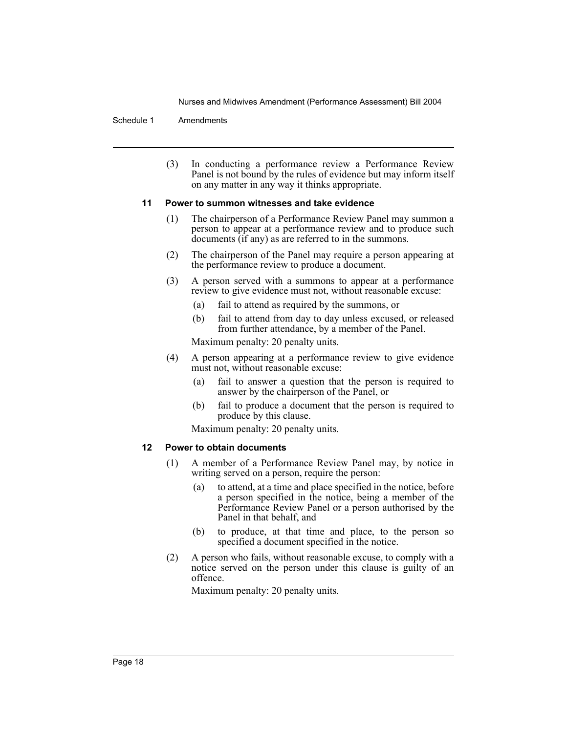(3) In conducting a performance review a Performance Review Panel is not bound by the rules of evidence but may inform itself on any matter in any way it thinks appropriate.

#### 11 Power to summon witnesses and take evidence

(1) The chairperson of a Performance Review Panel may summon a person to appear at a performance review and to produce such documents (if any) as are referred to in the summons.

(2) The chairperson of the Panel may require a person appearing at the performance review to produce a document.

(3) A person served with a summons to appear at a performance review to give evidence must not, without reasonable excuse:

- (a) fail to attend as required by the summons, or
- (b) fail to attend from day to day unless excused, or released from further attendance, by a member of the Panel.

Maximum penalty: 20 penalty units.

(4) A person appearing at a performance review to give evidence must not, without reasonable excuse:

- (a) fail to answer a question that the person is required to answer by the chairperson of the Panel, or
- (b) fail to produce a document that the person is required to produce by this clause.

Maximum penalty: 20 penalty units.

#### 12 Power to obtain documents

(1) A member of a Performance Review Panel may, by notice in writing served on a person, require the person:

- (a) to attend, at a time and place specified in the notice, before a person specified in the notice, being a member of the Performance Review Panel or a person authorised by the Panel in that behalf, and
- (b) to produce, at that time and place, to the person so specified a document specified in the notice.

(2) A person who fails, without reasonable excuse, to comply with a notice served on the person under this clause is guilty of an offence.

Maximum penalty: 20 penalty units.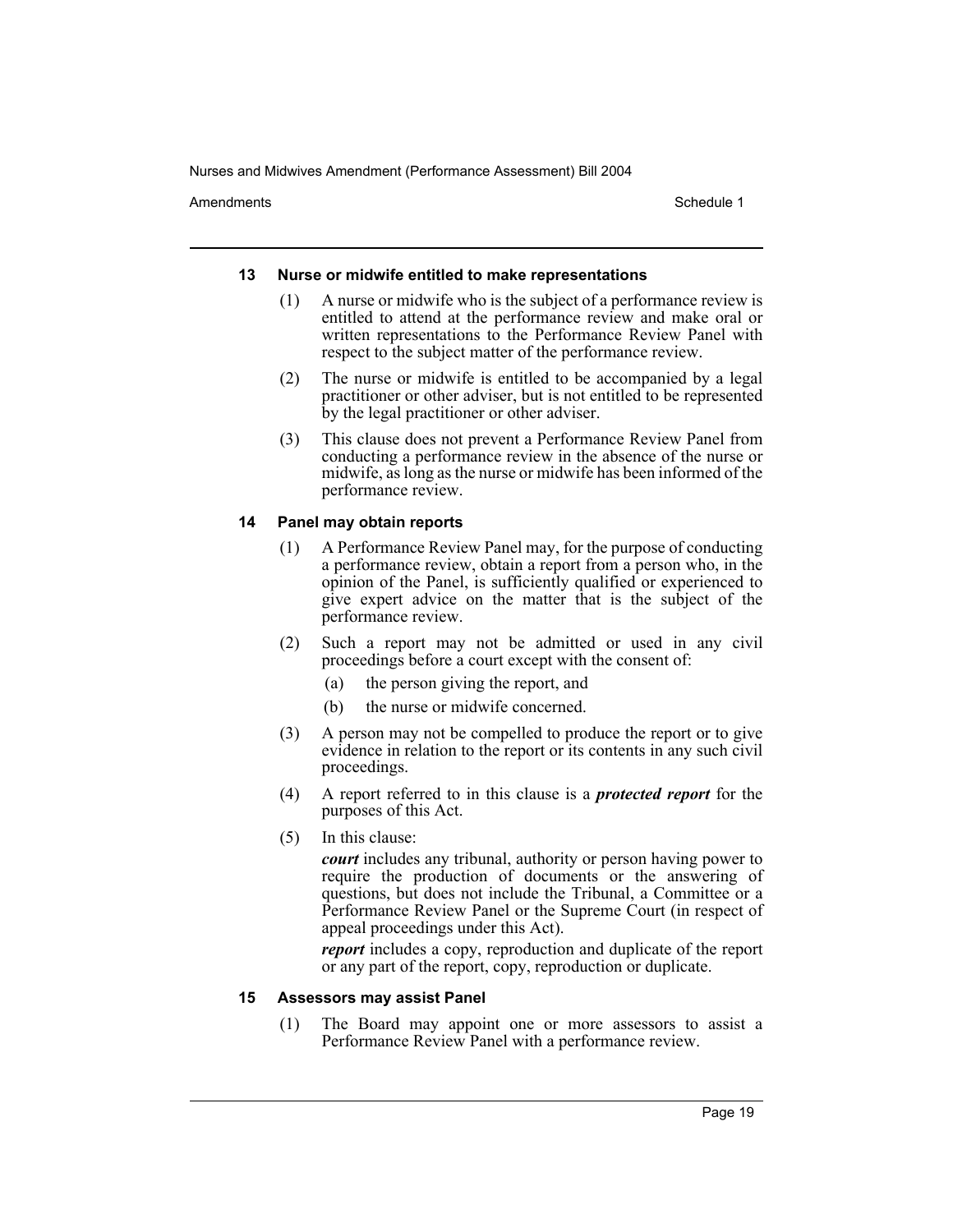#### 13 Nurse or midwife entitled to make representations

(1) A nurse or midwife who is the subject of a performance review is entitled to attend at the performance review and make oral or written representations to the Performance Review Panel with respect to the subject matter of the performance review.

(2) The nurse or midwife is entitled to be accompanied by a legal practitioner or other adviser, but is not entitled to be represented by the legal practitioner or other adviser.

(3) This clause does not prevent a Performance Review Panel from conducting a performance review in the absence of the nurse or midwife, as long as the nurse or midwife has been informed of the performance review.

#### 14 Panel may obtain reports

(1) A Performance Review Panel may, for the purpose of conducting a performance review, obtain a report from a person who, in the opinion of the Panel, is sufficiently qualified or experienced to give expert advice on the matter that is the subject of the performance review.

(2) Such a report may not be admitted or used in any civil proceedings before a court except with the consent of:

- (a) the person giving the report, and
- (b) the nurse or midwife concerned.

(3) A person may not be compelled to produce the report or to give evidence in relation to the report or its contents in any such civil proceedings.

(4) A report referred to in this clause is a ***protected report*** for the purposes of this Act.

(5) In this clause:

***court*** includes any tribunal, authority or person having power to require the production of documents or the answering of questions, but does not include the Tribunal, a Committee or a Performance Review Panel or the Supreme Court (in respect of appeal proceedings under this Act).

***report*** includes a copy, reproduction and duplicate of the report or any part of the report, copy, reproduction or duplicate.

#### 15 Assessors may assist Panel

(1) The Board may appoint one or more assessors to assist a Performance Review Panel with a performance review.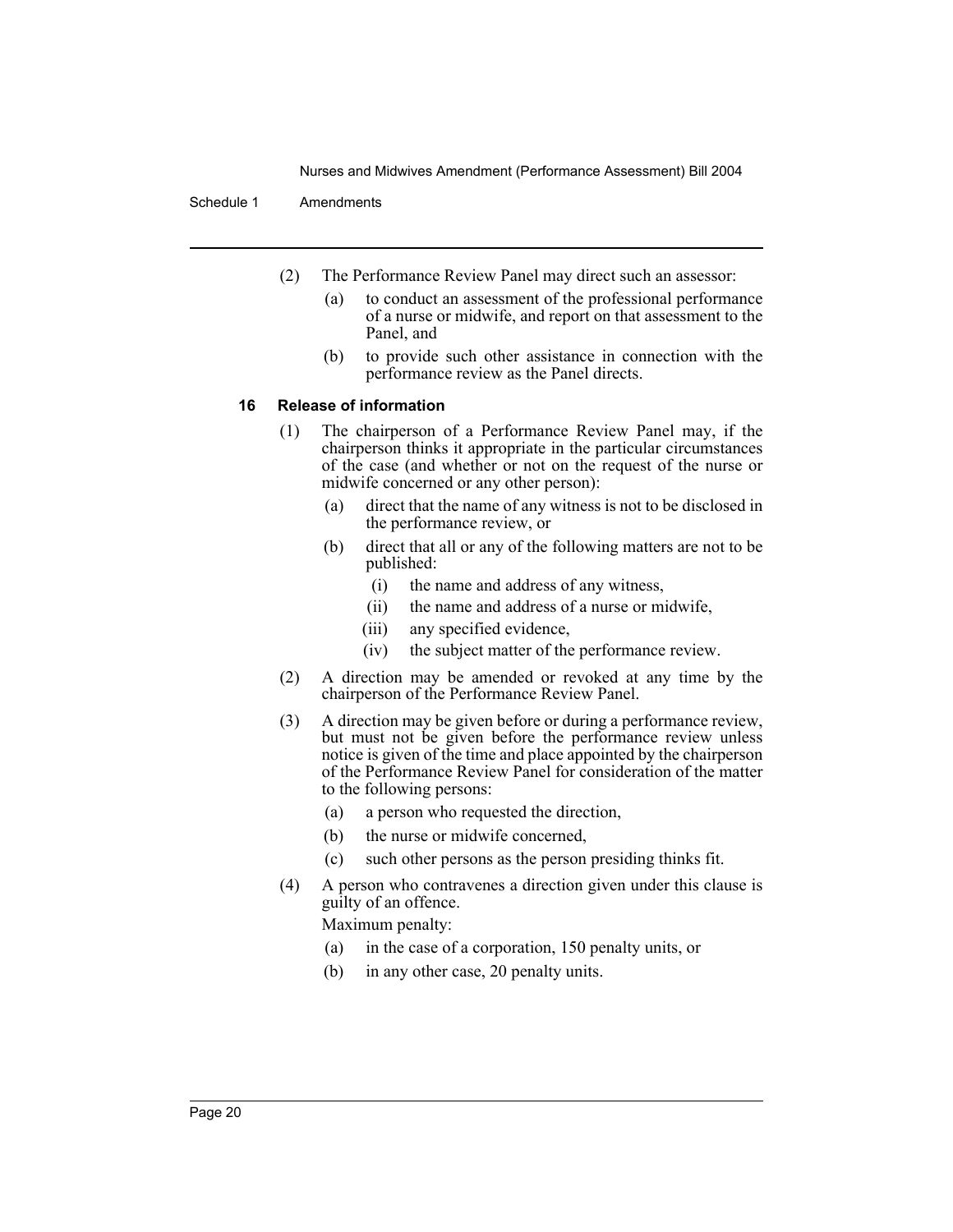(2) The Performance Review Panel may direct such an assessor:

- (a) to conduct an assessment of the professional performance of a nurse or midwife, and report on that assessment to the Panel, and
- (b) to provide such other assistance in connection with the performance review as the Panel directs.

#### 16 Release of information

(1) The chairperson of a Performance Review Panel may, if the chairperson thinks it appropriate in the particular circumstances of the case (and whether or not on the request of the nurse or midwife concerned or any other person):

- (a) direct that the name of any witness is not to be disclosed in the performance review, or
- (b) direct that all or any of the following matters are not to be published:
  - (i) the name and address of any witness,
  - (ii) the name and address of a nurse or midwife,
  - (iii) any specified evidence,
  - (iv) the subject matter of the performance review.

(2) A direction may be amended or revoked at any time by the chairperson of the Performance Review Panel.

(3) A direction may be given before or during a performance review, but must not be given before the performance review unless notice is given of the time and place appointed by the chairperson of the Performance Review Panel for consideration of the matter to the following persons:

- (a) a person who requested the direction,
- (b) the nurse or midwife concerned,
- (c) such other persons as the person presiding thinks fit.

(4) A person who contravenes a direction given under this clause is guilty of an offence.

Maximum penalty:

- (a) in the case of a corporation, 150 penalty units, or
- (b) in any other case, 20 penalty units.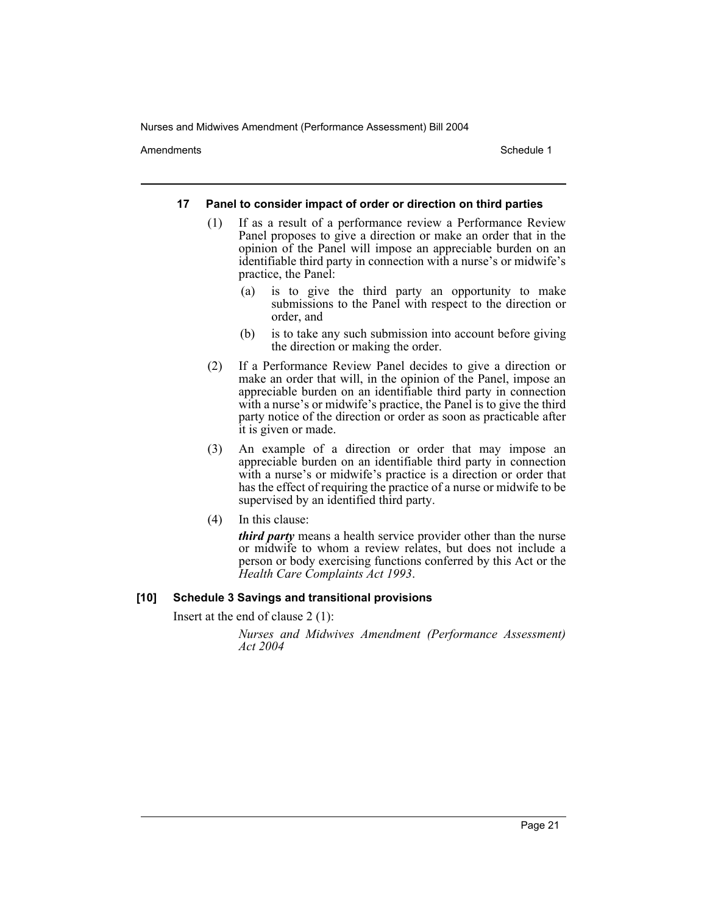#### 17 Panel to consider impact of order or direction on third parties

(1) If as a result of a performance review a Performance Review Panel proposes to give a direction or make an order that in the opinion of the Panel will impose an appreciable burden on an identifiable third party in connection with a nurse's or midwife's practice, the Panel:

- (a) is to give the third party an opportunity to make submissions to the Panel with respect to the direction or order, and
- (b) is to take any such submission into account before giving the direction or making the order.

(2) If a Performance Review Panel decides to give a direction or make an order that will, in the opinion of the Panel, impose an appreciable burden on an identifiable third party in connection with a nurse's or midwife's practice, the Panel is to give the third party notice of the direction or order as soon as practicable after it is given or made.

(3) An example of a direction or order that may impose an appreciable burden on an identifiable third party in connection with a nurse's or midwife's practice is a direction or order that has the effect of requiring the practice of a nurse or midwife to be supervised by an identified third party.

(4) In this clause:

***third party*** means a health service provider other than the nurse or midwife to whom a review relates, but does not include a person or body exercising functions conferred by this Act or the *Health Care Complaints Act 1993*.

#### [10] Schedule 3 Savings and transitional provisions

Insert at the end of clause 2 (1):

*Nurses and Midwives Amendment (Performance Assessment) Act 2004*